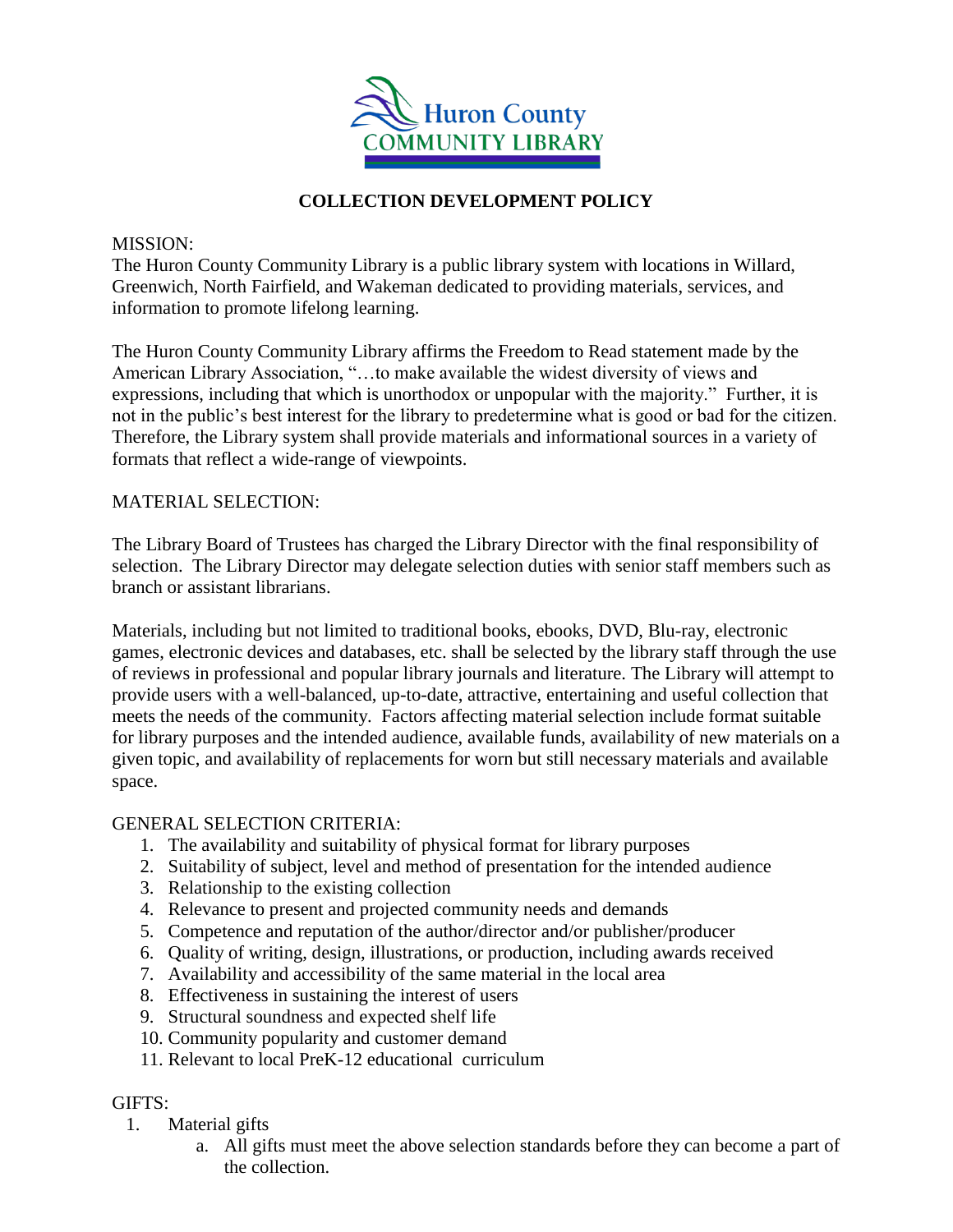Huron County
COMMUNITY LIBRARY

# COLLECTION DEVELOPMENT POLICY

MISSION:

The Huron County Community Library is a public library system with locations in Willard, Greenwich, North Fairfield, and Wakeman dedicated to providing materials, services, and information to promote lifelong learning.

The Huron County Community Library affirms the Freedom to Read statement made by the American Library Association, "…to make available the widest diversity of views and expressions, including that which is unorthodox or unpopular with the majority." Further, it is not in the public's best interest for the library to predetermine what is good or bad for the citizen. Therefore, the Library system shall provide materials and informational sources in a variety of formats that reflect a wide-range of viewpoints.

MATERIAL SELECTION:

The Library Board of Trustees has charged the Library Director with the final responsibility of selection. The Library Director may delegate selection duties with senior staff members such as branch or assistant librarians.

Materials, including but not limited to traditional books, ebooks, DVD, Blu-ray, electronic games, electronic devices and databases, etc. shall be selected by the library staff through the use of reviews in professional and popular library journals and literature. The Library will attempt to provide users with a well-balanced, up-to-date, attractive, entertaining and useful collection that meets the needs of the community. Factors affecting material selection include format suitable for library purposes and the intended audience, available funds, availability of new materials on a given topic, and availability of replacements for worn but still necessary materials and available space.

GENERAL SELECTION CRITERIA:

1. The availability and suitability of physical format for library purposes
2. Suitability of subject, level and method of presentation for the intended audience
3. Relationship to the existing collection
4. Relevance to present and projected community needs and demands
5. Competence and reputation of the author/director and/or publisher/producer
6. Quality of writing, design, illustrations, or production, including awards received
7. Availability and accessibility of the same material in the local area
8. Effectiveness in sustaining the interest of users
9. Structural soundness and expected shelf life
10. Community popularity and customer demand
11. Relevant to local PreK-12 educational curriculum

GIFTS:

1. Material gifts
   a. All gifts must meet the above selection standards before they can become a part of the collection.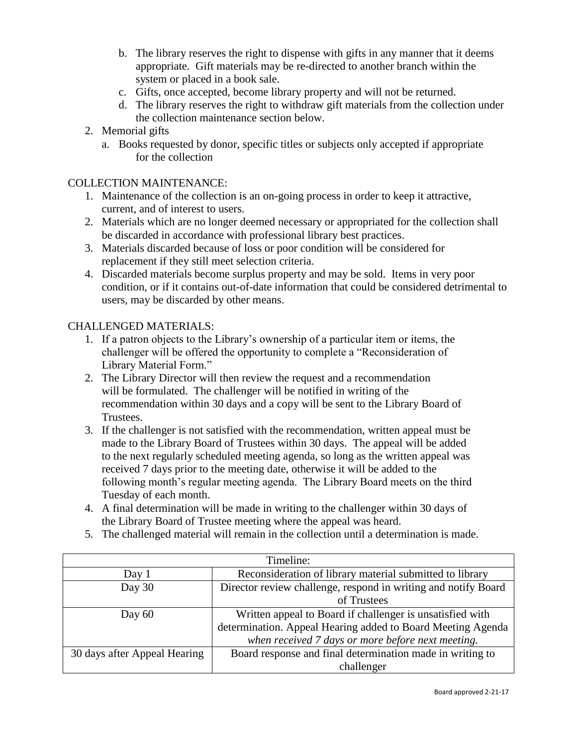b. The library reserves the right to dispense with gifts in any manner that it deems appropriate. Gift materials may be re-directed to another branch within the system or placed in a book sale.
   c. Gifts, once accepted, become library property and will not be returned.
   d. The library reserves the right to withdraw gift materials from the collection under the collection maintenance section below.
2. Memorial gifts
   a. Books requested by donor, specific titles or subjects only accepted if appropriate for the collection

COLLECTION MAINTENANCE:

1. Maintenance of the collection is an on-going process in order to keep it attractive, current, and of interest to users.
2. Materials which are no longer deemed necessary or appropriated for the collection shall be discarded in accordance with professional library best practices.
3. Materials discarded because of loss or poor condition will be considered for replacement if they still meet selection criteria.
4. Discarded materials become surplus property and may be sold. Items in very poor condition, or if it contains out-of-date information that could be considered detrimental to users, may be discarded by other means.

CHALLENGED MATERIALS:

1. If a patron objects to the Library's ownership of a particular item or items, the challenger will be offered the opportunity to complete a "Reconsideration of Library Material Form."
2. The Library Director will then review the request and a recommendation will be formulated. The challenger will be notified in writing of the recommendation within 30 days and a copy will be sent to the Library Board of Trustees.
3. If the challenger is not satisfied with the recommendation, written appeal must be made to the Library Board of Trustees within 30 days. The appeal will be added to the next regularly scheduled meeting agenda, so long as the written appeal was received 7 days prior to the meeting date, otherwise it will be added to the following month's regular meeting agenda. The Library Board meets on the third Tuesday of each month.
4. A final determination will be made in writing to the challenger within 30 days of the Library Board of Trustee meeting where the appeal was heard.
5. The challenged material will remain in the collection until a determination is made.

| Timeline: | |
|---|---|
| Day 1 | Reconsideration of library material submitted to library |
| Day 30 | Director review challenge, respond in writing and notify Board of Trustees |
| Day 60 | Written appeal to Board if challenger is unsatisfied with determination. Appeal Hearing added to Board Meeting Agenda *when received 7 days or more before next meeting.* |
| 30 days after Appeal Hearing | Board response and final determination made in writing to challenger |

Board approved 2-21-17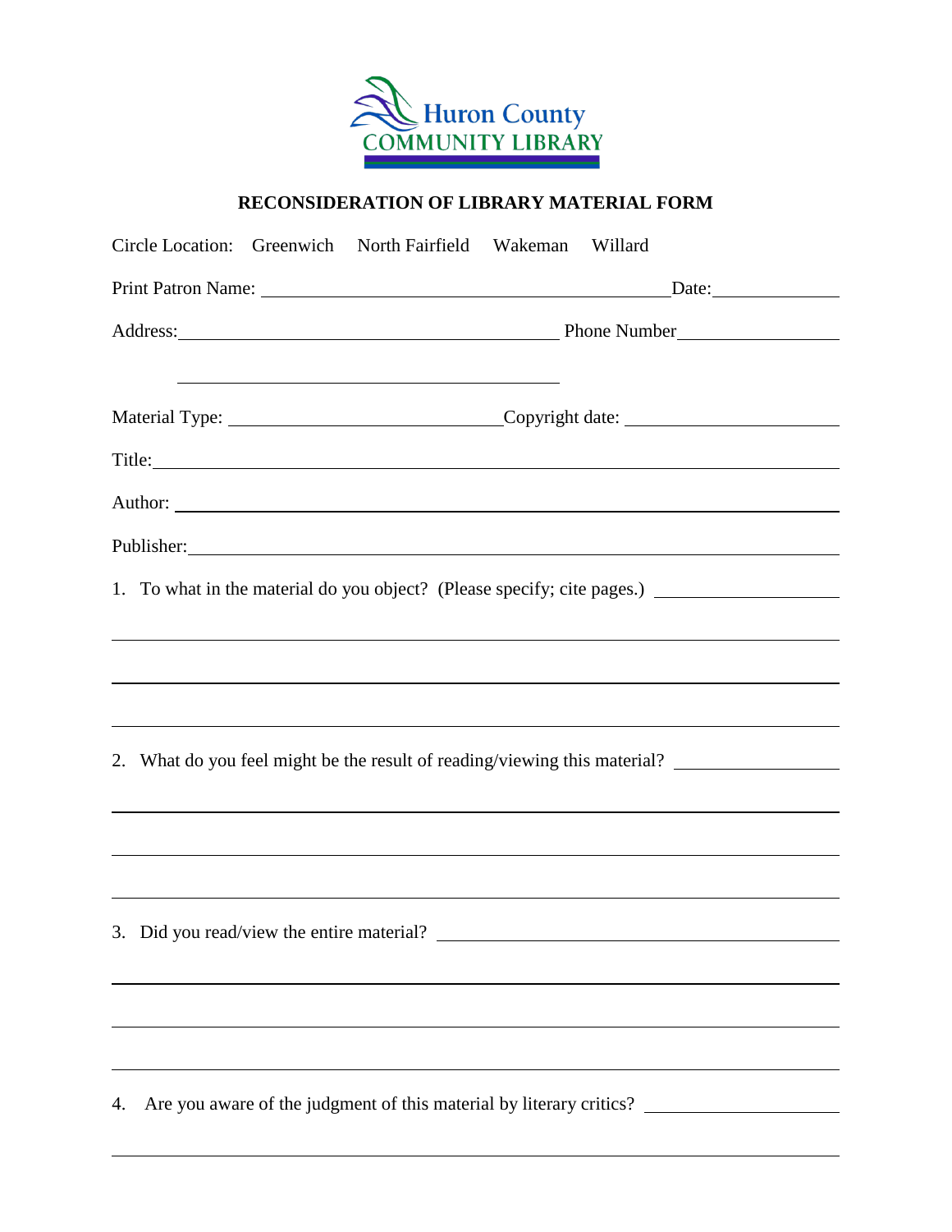Huron County COMMUNITY LIBRARY

## RECONSIDERATION OF LIBRARY MATERIAL FORM

Circle Location: Greenwich North Fairfield Wakeman Willard

Print Patron Name: ____________________________________________ Date: ______________

Address: __________________________________________ Phone Number ________________

__________________________________________

Material Type: ______________________________ Copyright date: ______________________

Title: ______________________________________________________________________________

Author: ____________________________________________________________________________

Publisher: _________________________________________________________________________

1. To what in the material do you object? (Please specify; cite pages.) ____________________

______________________________________________________________________________

______________________________________________________________________________

______________________________________________________________________________

2. What do you feel might be the result of reading/viewing this material? _________________

______________________________________________________________________________

______________________________________________________________________________

______________________________________________________________________________

3. Did you read/view the entire material? ____________________________________________

______________________________________________________________________________

______________________________________________________________________________

______________________________________________________________________________

4. Are you aware of the judgment of this material by literary critics? ____________________

______________________________________________________________________________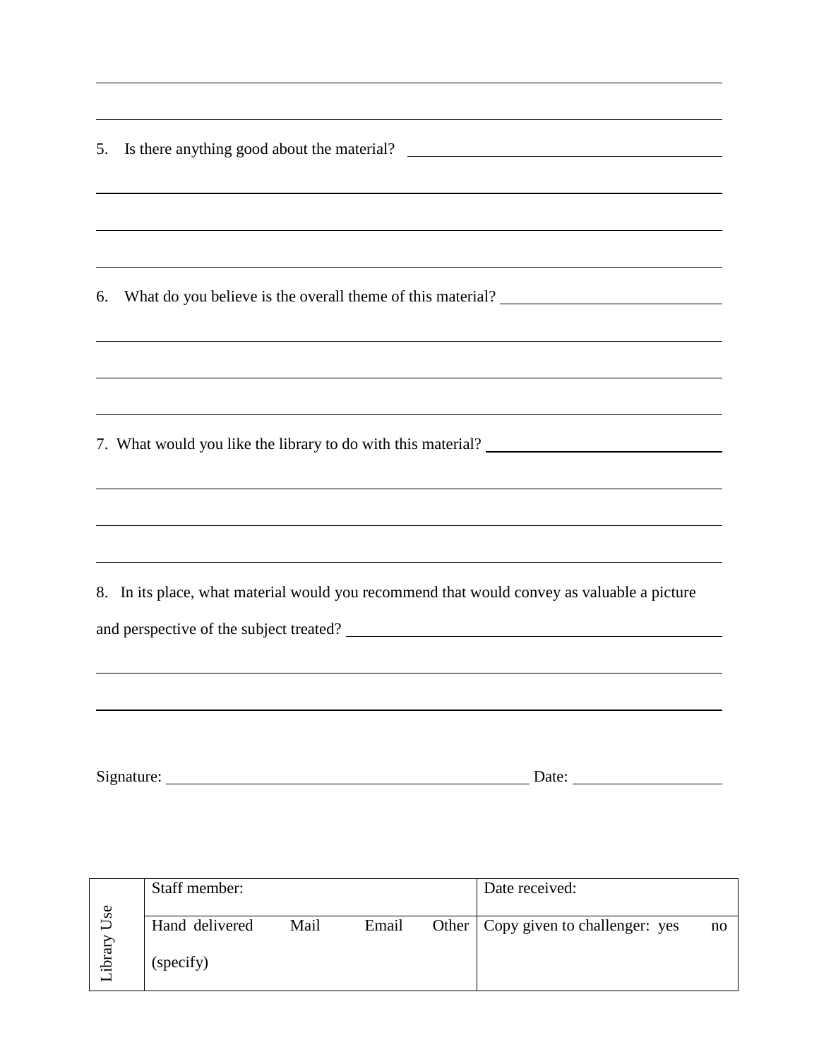5. Is there anything good about the material? ______________________________

______________________________________________________________________

______________________________________________________________________

______________________________________________________________________

6. What do you believe is the overall theme of this material? ____________________

______________________________________________________________________

______________________________________________________________________

______________________________________________________________________

7. What would you like the library to do with this material? ____________________

______________________________________________________________________

______________________________________________________________________

______________________________________________________________________

8. In its place, what material would you recommend that would convey as valuable a picture and perspective of the subject treated? ______________________________

______________________________________________________________________

______________________________________________________________________

Signature: ___________________________________ Date: ______________

| | | |
|---|---|---|
| Library Use | Staff member: | Date received: |
| | Hand delivered Mail Email Other (specify) | Copy given to challenger: yes no |